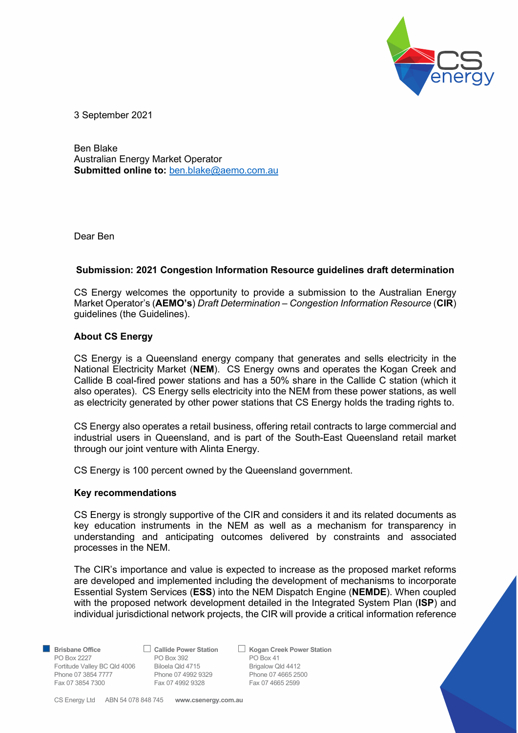3 September 2021

Ben Blake
Australian Energy Market Operator
**Submitted online to:** ben.blake@aemo.com.au

Dear Ben

**Submission: 2021 Congestion Information Resource guidelines draft determination**

CS Energy welcomes the opportunity to provide a submission to the Australian Energy Market Operator's (**AEMO's**) *Draft Determination – Congestion Information Resource* (**CIR**) guidelines (the Guidelines).

**About CS Energy**

CS Energy is a Queensland energy company that generates and sells electricity in the National Electricity Market (**NEM**). CS Energy owns and operates the Kogan Creek and Callide B coal-fired power stations and has a 50% share in the Callide C station (which it also operates). CS Energy sells electricity into the NEM from these power stations, as well as electricity generated by other power stations that CS Energy holds the trading rights to.

CS Energy also operates a retail business, offering retail contracts to large commercial and industrial users in Queensland, and is part of the South-East Queensland retail market through our joint venture with Alinta Energy.

CS Energy is 100 percent owned by the Queensland government.

**Key recommendations**

CS Energy is strongly supportive of the CIR and considers it and its related documents as key education instruments in the NEM as well as a mechanism for transparency in understanding and anticipating outcomes delivered by constraints and associated processes in the NEM.

The CIR's importance and value is expected to increase as the proposed market reforms are developed and implemented including the development of mechanisms to incorporate Essential System Services (**ESS**) into the NEM Dispatch Engine (**NEMDE**). When coupled with the proposed network development detailed in the Integrated System Plan (**ISP**) and individual jurisdictional network projects, the CIR will provide a critical information reference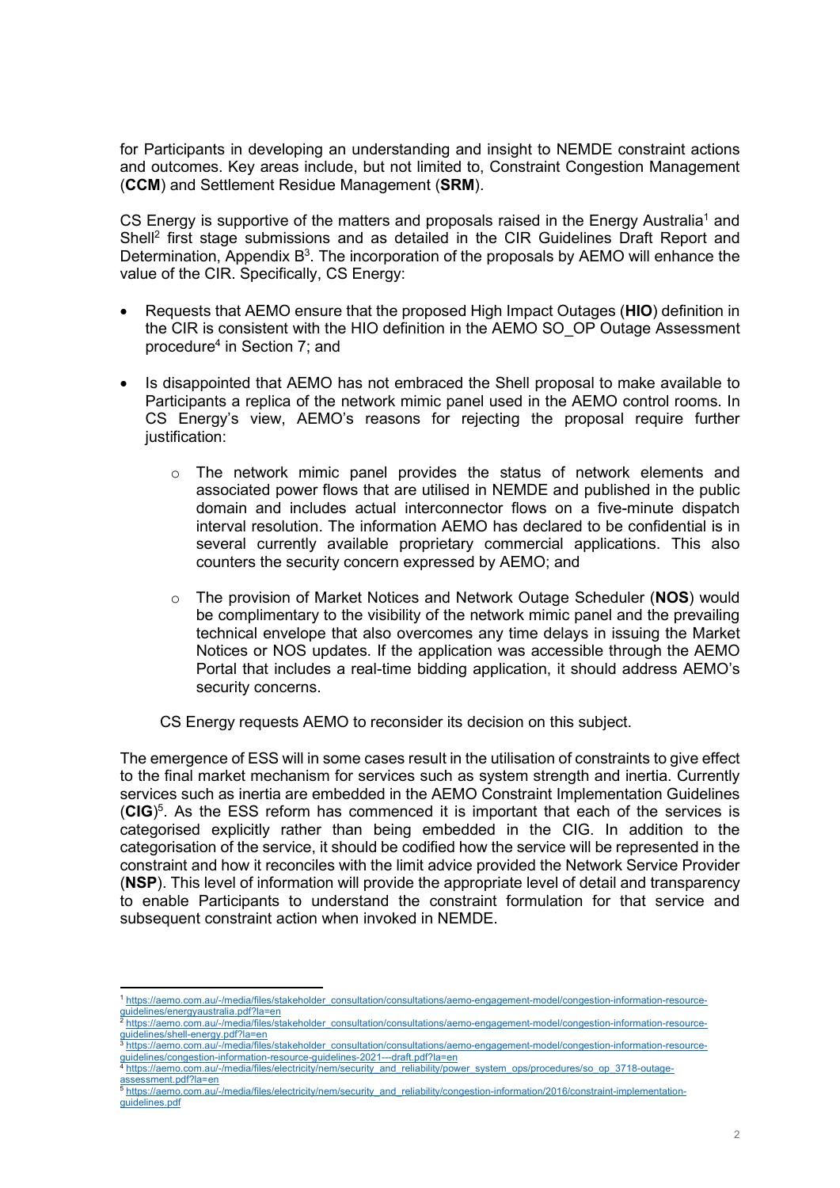for Participants in developing an understanding and insight to NEMDE constraint actions and outcomes. Key areas include, but not limited to, Constraint Congestion Management (**CCM**) and Settlement Residue Management (**SRM**).

CS Energy is supportive of the matters and proposals raised in the Energy Australia[1] and Shell[2] first stage submissions and as detailed in the CIR Guidelines Draft Report and Determination, Appendix B[3]. The incorporation of the proposals by AEMO will enhance the value of the CIR. Specifically, CS Energy:

- Requests that AEMO ensure that the proposed High Impact Outages (**HIO**) definition in the CIR is consistent with the HIO definition in the AEMO SO_OP Outage Assessment procedure[4] in Section 7; and
- Is disappointed that AEMO has not embraced the Shell proposal to make available to Participants a replica of the network mimic panel used in the AEMO control rooms. In CS Energy's view, AEMO's reasons for rejecting the proposal require further justification:
  - The network mimic panel provides the status of network elements and associated power flows that are utilised in NEMDE and published in the public domain and includes actual interconnector flows on a five-minute dispatch interval resolution. The information AEMO has declared to be confidential is in several currently available proprietary commercial applications. This also counters the security concern expressed by AEMO; and
  - The provision of Market Notices and Network Outage Scheduler (**NOS**) would be complimentary to the visibility of the network mimic panel and the prevailing technical envelope that also overcomes any time delays in issuing the Market Notices or NOS updates. If the application was accessible through the AEMO Portal that includes a real-time bidding application, it should address AEMO's security concerns.

  CS Energy requests AEMO to reconsider its decision on this subject.

The emergence of ESS will in some cases result in the utilisation of constraints to give effect to the final market mechanism for services such as system strength and inertia. Currently services such as inertia are embedded in the AEMO Constraint Implementation Guidelines (**CIG**)[5]. As the ESS reform has commenced it is important that each of the services is categorised explicitly rather than being embedded in the CIG. In addition to the categorisation of the service, it should be codified how the service will be represented in the constraint and how it reconciles with the limit advice provided the Network Service Provider (**NSP**). This level of information will provide the appropriate level of detail and transparency to enable Participants to understand the constraint formulation for that service and subsequent constraint action when invoked in NEMDE.

---

[1] https://aemo.com.au/-/media/files/stakeholder_consultation/consultations/aemo-engagement-model/congestion-information-resource-guidelines/energyaustralia.pdf?la=en

[2] https://aemo.com.au/-/media/files/stakeholder_consultation/consultations/aemo-engagement-model/congestion-information-resource-guidelines/shell-energy.pdf?la=en

[3] https://aemo.com.au/-/media/files/stakeholder_consultation/consultations/aemo-engagement-model/congestion-information-resource-guidelines/congestion-information-resource-guidelines-2021---draft.pdf?la=en

[4] https://aemo.com.au/-/media/files/electricity/nem/security_and_reliability/power_system_ops/procedures/so_op_3718-outage-assessment.pdf?la=en

[5] https://aemo.com.au/-/media/files/electricity/nem/security_and_reliability/congestion-information/2016/constraint-implementation-guidelines.pdf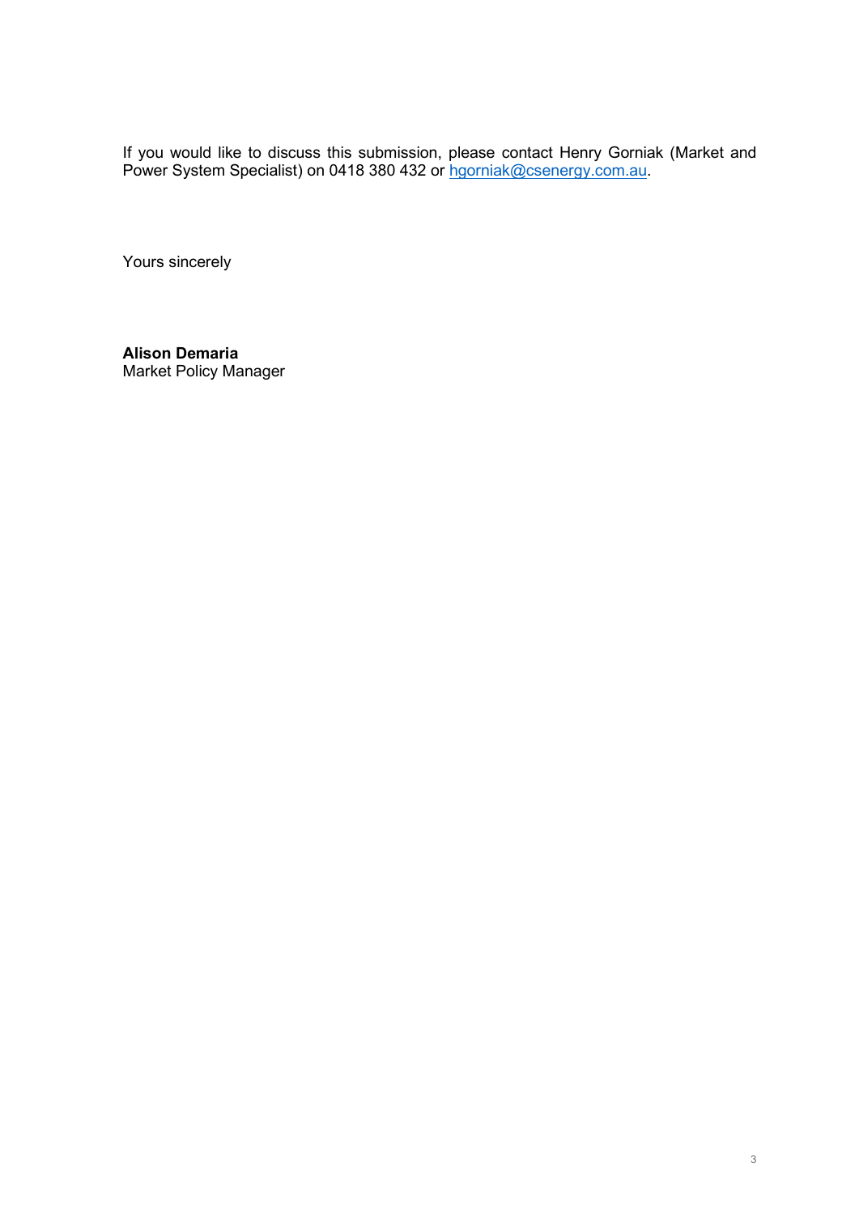If you would like to discuss this submission, please contact Henry Gorniak (Market and Power System Specialist) on 0418 380 432 or hgorniak@csenergy.com.au.

Yours sincerely

**Alison Demaria**
Market Policy Manager